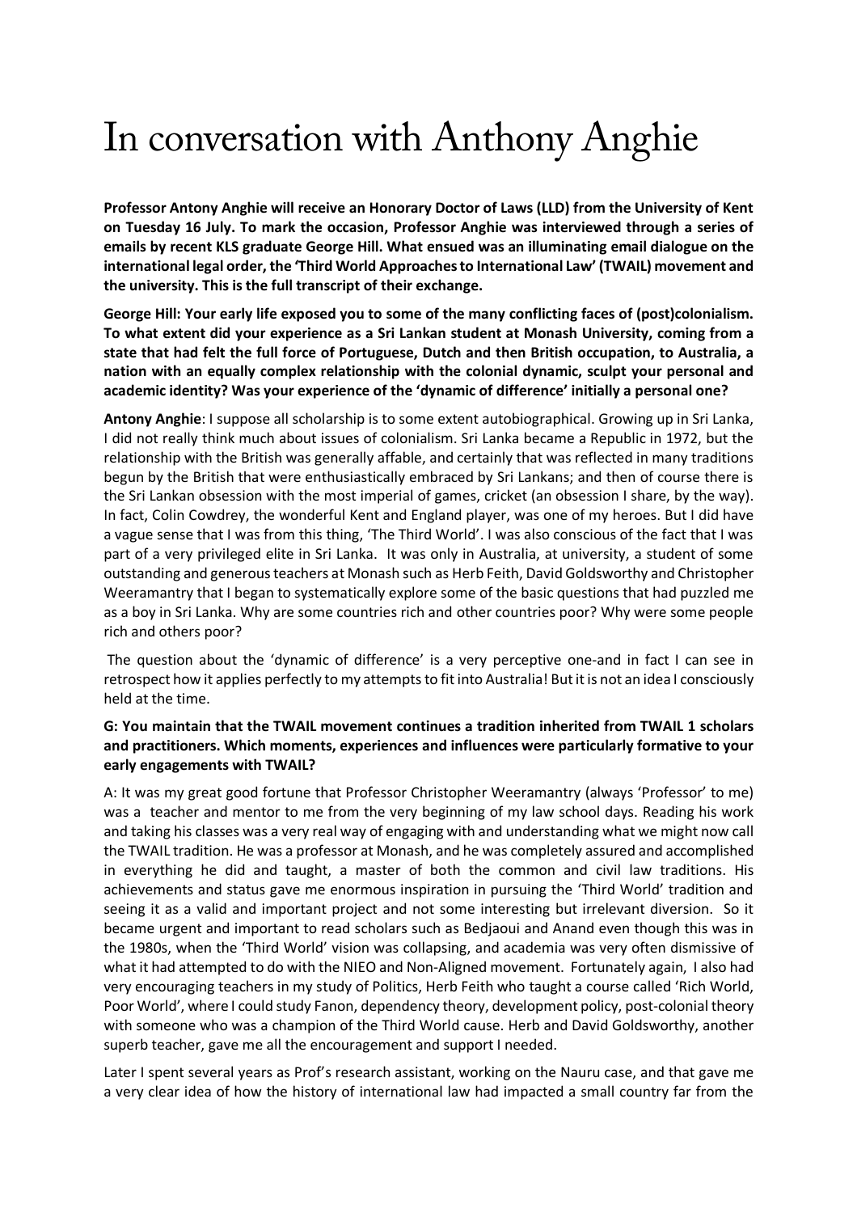# In conversation with Anthony Anghie

**Professor Antony Anghie will receive an Honorary Doctor of Laws (LLD) from the University of Kent on Tuesday 16 July. To mark the occasion, Professor Anghie was interviewed through a series of emails by recent KLS graduate George Hill. What ensued was an illuminating email dialogue on the international legal order, the 'Third World Approaches to International Law' (TWAIL) movement and the university. This is the full transcript of their exchange.**

**George Hill: Your early life exposed you to some of the many conflicting faces of (post)colonialism. To what extent did your experience as a Sri Lankan student at Monash University, coming from a state that had felt the full force of Portuguese, Dutch and then British occupation, to Australia, a nation with an equally complex relationship with the colonial dynamic, sculpt your personal and academic identity? Was your experience of the 'dynamic of difference' initially a personal one?**

**Antony Anghie**: I suppose all scholarship is to some extent autobiographical. Growing up in Sri Lanka, I did not really think much about issues of colonialism. Sri Lanka became a Republic in 1972, but the relationship with the British was generally affable, and certainly that was reflected in many traditions begun by the British that were enthusiastically embraced by Sri Lankans; and then of course there is the Sri Lankan obsession with the most imperial of games, cricket (an obsession I share, by the way). In fact, Colin Cowdrey, the wonderful Kent and England player, was one of my heroes. But I did have a vague sense that I was from this thing, 'The Third World'. I was also conscious of the fact that I was part of a very privileged elite in Sri Lanka. It was only in Australia, at university, a student of some outstanding and generous teachers at Monash such as Herb Feith, David Goldsworthy and Christopher Weeramantry that I began to systematically explore some of the basic questions that had puzzled me as a boy in Sri Lanka. Why are some countries rich and other countries poor? Why were some people rich and others poor?

The question about the 'dynamic of difference' is a very perceptive one-and in fact I can see in retrospect how it applies perfectly to my attempts to fit into Australia! But it is not an idea I consciously held at the time.

**G: You maintain that the TWAIL movement continues a tradition inherited from TWAIL 1 scholars and practitioners. Which moments, experiences and influences were particularly formative to your early engagements with TWAIL?**

A: It was my great good fortune that Professor Christopher Weeramantry (always 'Professor' to me) was a teacher and mentor to me from the very beginning of my law school days. Reading his work and taking his classes was a very real way of engaging with and understanding what we might now call the TWAIL tradition. He was a professor at Monash, and he was completely assured and accomplished in everything he did and taught, a master of both the common and civil law traditions. His achievements and status gave me enormous inspiration in pursuing the 'Third World' tradition and seeing it as a valid and important project and not some interesting but irrelevant diversion. So it became urgent and important to read scholars such as Bedjaoui and Anand even though this was in the 1980s, when the 'Third World' vision was collapsing, and academia was very often dismissive of what it had attempted to do with the NIEO and Non-Aligned movement. Fortunately again, I also had very encouraging teachers in my study of Politics, Herb Feith who taught a course called 'Rich World, Poor World', where I could study Fanon, dependency theory, development policy, post-colonial theory with someone who was a champion of the Third World cause. Herb and David Goldsworthy, another superb teacher, gave me all the encouragement and support I needed.

Later I spent several years as Prof's research assistant, working on the Nauru case, and that gave me a very clear idea of how the history of international law had impacted a small country far from the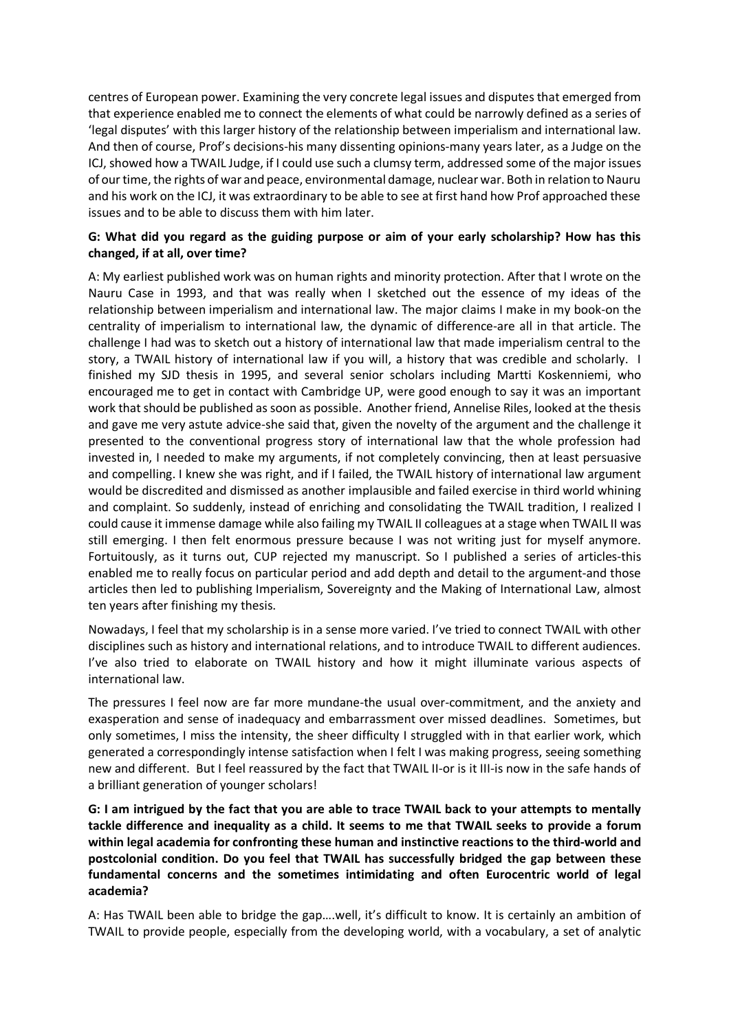centres of European power. Examining the very concrete legal issues and disputes that emerged from that experience enabled me to connect the elements of what could be narrowly defined as a series of 'legal disputes' with this larger history of the relationship between imperialism and international law. And then of course, Prof's decisions-his many dissenting opinions-many years later, as a Judge on the ICJ, showed how a TWAIL Judge, if I could use such a clumsy term, addressed some of the major issues of our time, the rights of war and peace, environmental damage, nuclear war. Both in relation to Nauru and his work on the ICJ, it was extraordinary to be able to see at first hand how Prof approached these issues and to be able to discuss them with him later.

**G: What did you regard as the guiding purpose or aim of your early scholarship? How has this changed, if at all, over time?**

A: My earliest published work was on human rights and minority protection. After that I wrote on the Nauru Case in 1993, and that was really when I sketched out the essence of my ideas of the relationship between imperialism and international law. The major claims I make in my book-on the centrality of imperialism to international law, the dynamic of difference-are all in that article. The challenge I had was to sketch out a history of international law that made imperialism central to the story, a TWAIL history of international law if you will, a history that was credible and scholarly. I finished my SJD thesis in 1995, and several senior scholars including Martti Koskenniemi, who encouraged me to get in contact with Cambridge UP, were good enough to say it was an important work that should be published as soon as possible. Another friend, Annelise Riles, looked at the thesis and gave me very astute advice-she said that, given the novelty of the argument and the challenge it presented to the conventional progress story of international law that the whole profession had invested in, I needed to make my arguments, if not completely convincing, then at least persuasive and compelling. I knew she was right, and if I failed, the TWAIL history of international law argument would be discredited and dismissed as another implausible and failed exercise in third world whining and complaint. So suddenly, instead of enriching and consolidating the TWAIL tradition, I realized I could cause it immense damage while also failing my TWAIL II colleagues at a stage when TWAIL II was still emerging. I then felt enormous pressure because I was not writing just for myself anymore. Fortuitously, as it turns out, CUP rejected my manuscript. So I published a series of articles-this enabled me to really focus on particular period and add depth and detail to the argument-and those articles then led to publishing Imperialism, Sovereignty and the Making of International Law, almost ten years after finishing my thesis.

Nowadays, I feel that my scholarship is in a sense more varied. I've tried to connect TWAIL with other disciplines such as history and international relations, and to introduce TWAIL to different audiences. I've also tried to elaborate on TWAIL history and how it might illuminate various aspects of international law.

The pressures I feel now are far more mundane-the usual over-commitment, and the anxiety and exasperation and sense of inadequacy and embarrassment over missed deadlines. Sometimes, but only sometimes, I miss the intensity, the sheer difficulty I struggled with in that earlier work, which generated a correspondingly intense satisfaction when I felt I was making progress, seeing something new and different. But I feel reassured by the fact that TWAIL II-or is it III-is now in the safe hands of a brilliant generation of younger scholars!

**G: I am intrigued by the fact that you are able to trace TWAIL back to your attempts to mentally tackle difference and inequality as a child. It seems to me that TWAIL seeks to provide a forum within legal academia for confronting these human and instinctive reactions to the third-world and postcolonial condition. Do you feel that TWAIL has successfully bridged the gap between these fundamental concerns and the sometimes intimidating and often Eurocentric world of legal academia?**

A: Has TWAIL been able to bridge the gap….well, it's difficult to know. It is certainly an ambition of TWAIL to provide people, especially from the developing world, with a vocabulary, a set of analytic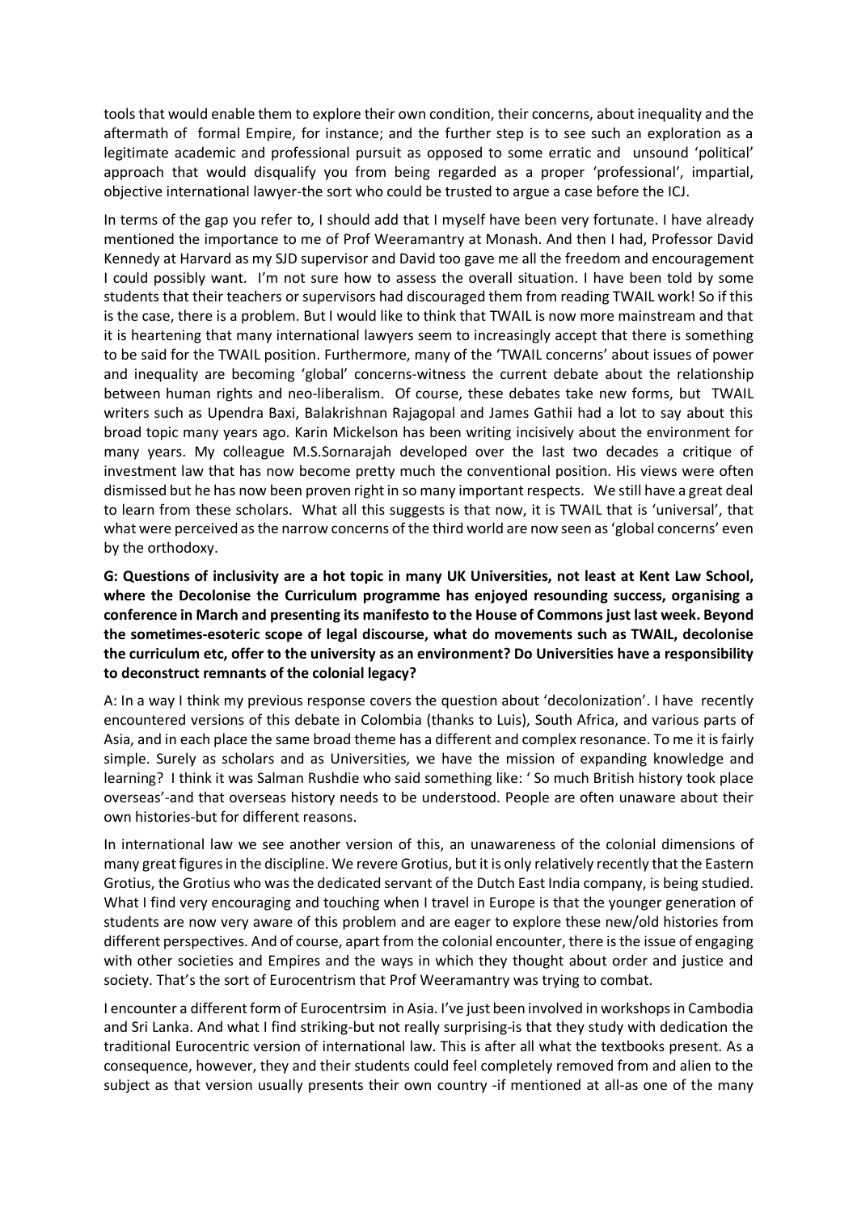tools that would enable them to explore their own condition, their concerns, about inequality and the aftermath of formal Empire, for instance; and the further step is to see such an exploration as a legitimate academic and professional pursuit as opposed to some erratic and unsound 'political' approach that would disqualify you from being regarded as a proper 'professional', impartial, objective international lawyer-the sort who could be trusted to argue a case before the ICJ.

In terms of the gap you refer to, I should add that I myself have been very fortunate. I have already mentioned the importance to me of Prof Weeramantry at Monash. And then I had, Professor David Kennedy at Harvard as my SJD supervisor and David too gave me all the freedom and encouragement I could possibly want. I'm not sure how to assess the overall situation. I have been told by some students that their teachers or supervisors had discouraged them from reading TWAIL work! So if this is the case, there is a problem. But I would like to think that TWAIL is now more mainstream and that it is heartening that many international lawyers seem to increasingly accept that there is something to be said for the TWAIL position. Furthermore, many of the 'TWAIL concerns' about issues of power and inequality are becoming 'global' concerns-witness the current debate about the relationship between human rights and neo-liberalism. Of course, these debates take new forms, but TWAIL writers such as Upendra Baxi, Balakrishnan Rajagopal and James Gathii had a lot to say about this broad topic many years ago. Karin Mickelson has been writing incisively about the environment for many years. My colleague M.S.Sornarajah developed over the last two decades a critique of investment law that has now become pretty much the conventional position. His views were often dismissed but he has now been proven right in so many important respects. We still have a great deal to learn from these scholars. What all this suggests is that now, it is TWAIL that is 'universal', that what were perceived as the narrow concerns of the third world are now seen as 'global concerns' even by the orthodoxy.

**G: Questions of inclusivity are a hot topic in many UK Universities, not least at Kent Law School, where the Decolonise the Curriculum programme has enjoyed resounding success, organising a conference in March and presenting its manifesto to the House of Commons just last week. Beyond the sometimes-esoteric scope of legal discourse, what do movements such as TWAIL, decolonise the curriculum etc, offer to the university as an environment? Do Universities have a responsibility to deconstruct remnants of the colonial legacy?**

A: In a way I think my previous response covers the question about 'decolonization'. I have recently encountered versions of this debate in Colombia (thanks to Luis), South Africa, and various parts of Asia, and in each place the same broad theme has a different and complex resonance. To me it is fairly simple. Surely as scholars and as Universities, we have the mission of expanding knowledge and learning? I think it was Salman Rushdie who said something like: ' So much British history took place overseas'-and that overseas history needs to be understood. People are often unaware about their own histories-but for different reasons.

In international law we see another version of this, an unawareness of the colonial dimensions of many great figures in the discipline. We revere Grotius, but it is only relatively recently that the Eastern Grotius, the Grotius who was the dedicated servant of the Dutch East India company, is being studied. What I find very encouraging and touching when I travel in Europe is that the younger generation of students are now very aware of this problem and are eager to explore these new/old histories from different perspectives. And of course, apart from the colonial encounter, there is the issue of engaging with other societies and Empires and the ways in which they thought about order and justice and society. That's the sort of Eurocentrism that Prof Weeramantry was trying to combat.

I encounter a different form of Eurocentrsim in Asia. I've just been involved in workshops in Cambodia and Sri Lanka. And what I find striking-but not really surprising-is that they study with dedication the traditional Eurocentric version of international law. This is after all what the textbooks present. As a consequence, however, they and their students could feel completely removed from and alien to the subject as that version usually presents their own country -if mentioned at all-as one of the many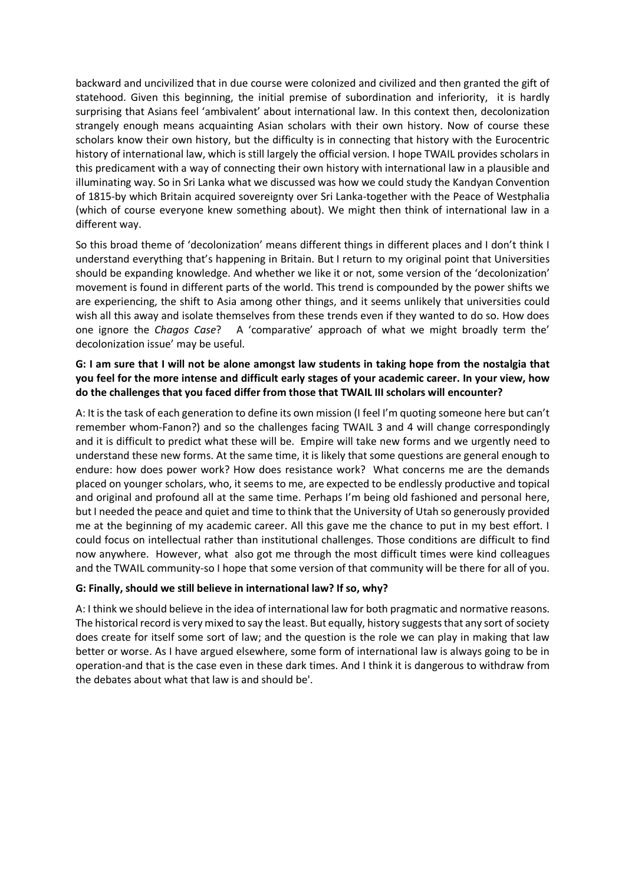backward and uncivilized that in due course were colonized and civilized and then granted the gift of statehood. Given this beginning, the initial premise of subordination and inferiority, it is hardly surprising that Asians feel 'ambivalent' about international law. In this context then, decolonization strangely enough means acquainting Asian scholars with their own history. Now of course these scholars know their own history, but the difficulty is in connecting that history with the Eurocentric history of international law, which is still largely the official version. I hope TWAIL provides scholars in this predicament with a way of connecting their own history with international law in a plausible and illuminating way. So in Sri Lanka what we discussed was how we could study the Kandyan Convention of 1815-by which Britain acquired sovereignty over Sri Lanka-together with the Peace of Westphalia (which of course everyone knew something about). We might then think of international law in a different way.

So this broad theme of 'decolonization' means different things in different places and I don't think I understand everything that's happening in Britain. But I return to my original point that Universities should be expanding knowledge. And whether we like it or not, some version of the 'decolonization' movement is found in different parts of the world. This trend is compounded by the power shifts we are experiencing, the shift to Asia among other things, and it seems unlikely that universities could wish all this away and isolate themselves from these trends even if they wanted to do so. How does one ignore the *Chagos Case*? A 'comparative' approach of what we might broadly term the' decolonization issue' may be useful.

**G: I am sure that I will not be alone amongst law students in taking hope from the nostalgia that you feel for the more intense and difficult early stages of your academic career. In your view, how do the challenges that you faced differ from those that TWAIL III scholars will encounter?**

A: It is the task of each generation to define its own mission (I feel I'm quoting someone here but can't remember whom-Fanon?) and so the challenges facing TWAIL 3 and 4 will change correspondingly and it is difficult to predict what these will be. Empire will take new forms and we urgently need to understand these new forms. At the same time, it is likely that some questions are general enough to endure: how does power work? How does resistance work? What concerns me are the demands placed on younger scholars, who, it seems to me, are expected to be endlessly productive and topical and original and profound all at the same time. Perhaps I'm being old fashioned and personal here, but I needed the peace and quiet and time to think that the University of Utah so generously provided me at the beginning of my academic career. All this gave me the chance to put in my best effort. I could focus on intellectual rather than institutional challenges. Those conditions are difficult to find now anywhere. However, what also got me through the most difficult times were kind colleagues and the TWAIL community-so I hope that some version of that community will be there for all of you.

**G: Finally, should we still believe in international law? If so, why?**

A: I think we should believe in the idea of international law for both pragmatic and normative reasons. The historical record is very mixed to say the least. But equally, history suggests that any sort of society does create for itself some sort of law; and the question is the role we can play in making that law better or worse. As I have argued elsewhere, some form of international law is always going to be in operation-and that is the case even in these dark times. And I think it is dangerous to withdraw from the debates about what that law is and should be'.